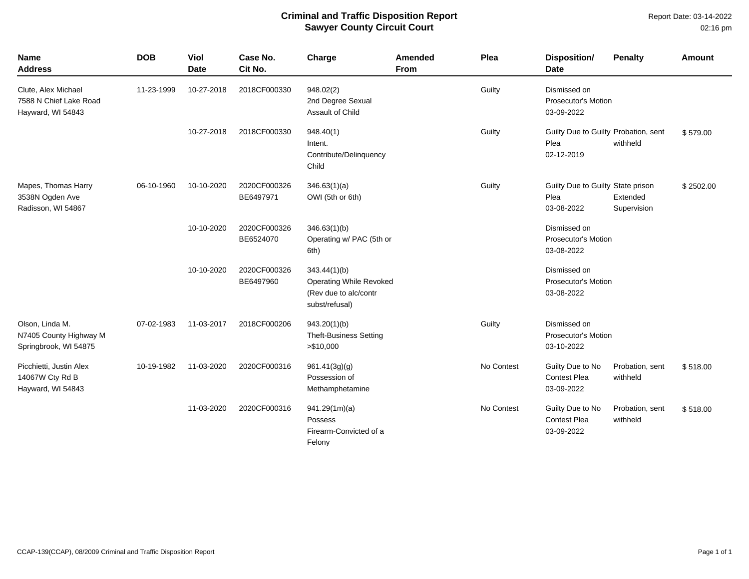# Criminal and Traffic Disposition Report
## Sawyer County Circuit Court

Report Date: 03-14-2022
02:16 pm

| Name<br>Address | DOB | Viol Date | Case No.<br>Cit No. | Charge | Amended From | Plea | Disposition/<br>Date | Penalty | Amount |
|---|---|---|---|---|---|---|---|---|---|
| Clute, Alex Michael<br>7588 N Chief Lake Road<br>Hayward, WI 54843 | 11-23-1999 | 10-27-2018 | 2018CF000330 | 948.02(2)<br>2nd Degree Sexual Assault of Child | | Guilty | Dismissed on Prosecutor's Motion<br>03-09-2022 | | |
| | | 10-27-2018 | 2018CF000330 | 948.40(1)<br>Intent. Contribute/Delinquency Child | | Guilty | Guilty Due to Guilty Plea<br>02-12-2019 | Probation, sent withheld | $ 579.00 |
| Mapes, Thomas Harry<br>3538N Ogden Ave<br>Radisson, WI 54867 | 06-10-1960 | 10-10-2020 | 2020CF000326<br>BE6497971 | 346.63(1)(a)<br>OWI (5th or 6th) | | Guilty | Guilty Due to Guilty Plea<br>03-08-2022 | State prison Extended Supervision | $ 2502.00 |
| | | 10-10-2020 | 2020CF000326<br>BE6524070 | 346.63(1)(b)<br>Operating w/ PAC (5th or 6th) | | | Dismissed on Prosecutor's Motion<br>03-08-2022 | | |
| | | 10-10-2020 | 2020CF000326<br>BE6497960 | 343.44(1)(b)<br>Operating While Revoked (Rev due to alc/contr subst/refusal) | | | Dismissed on Prosecutor's Motion<br>03-08-2022 | | |
| Olson, Linda M.<br>N7405 County Highway M<br>Springbrook, WI 54875 | 07-02-1983 | 11-03-2017 | 2018CF000206 | 943.20(1)(b)<br>Theft-Business Setting >$10,000 | | Guilty | Dismissed on Prosecutor's Motion<br>03-10-2022 | | |
| Picchietti, Justin Alex<br>14067W Cty Rd B<br>Hayward, WI 54843 | 10-19-1982 | 11-03-2020 | 2020CF000316 | 961.41(3g)(g)<br>Possession of Methamphetamine | | No Contest | Guilty Due to No Contest Plea<br>03-09-2022 | Probation, sent withheld | $ 518.00 |
| | | 11-03-2020 | 2020CF000316 | 941.29(1m)(a)<br>Possess Firearm-Convicted of a Felony | | No Contest | Guilty Due to No Contest Plea<br>03-09-2022 | Probation, sent withheld | $ 518.00 |

CCAP-139(CCAP), 08/2009 Criminal and Traffic Disposition Report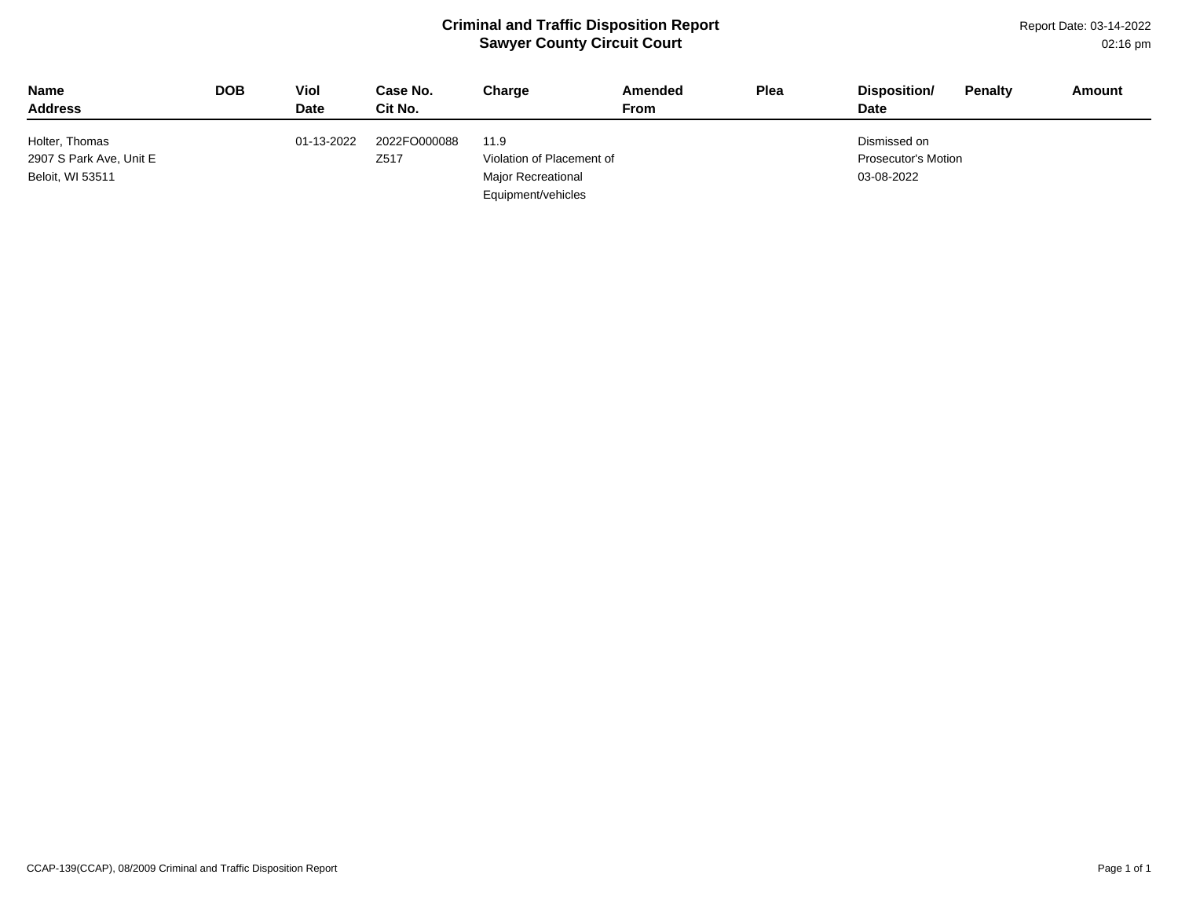# Criminal and Traffic Disposition Report
## Sawyer County Circuit Court

Report Date: 03-14-2022
02:16 pm

| Name<br>Address | DOB | Viol<br>Date | Case No.<br>Cit No. | Charge | Amended<br>From | Plea | Disposition/<br>Date | Penalty | Amount |
|---|---|---|---|---|---|---|---|---|---|
| Holter, Thomas<br>2907 S Park Ave, Unit E<br>Beloit, WI 53511 | | 01-13-2022 | 2022FO000088<br>Z517 | 11.9<br>Violation of Placement of Major Recreational Equipment/vehicles | | | Dismissed on Prosecutor's Motion<br>03-08-2022 | | |

CCAP-139(CCAP), 08/2009 Criminal and Traffic Disposition Report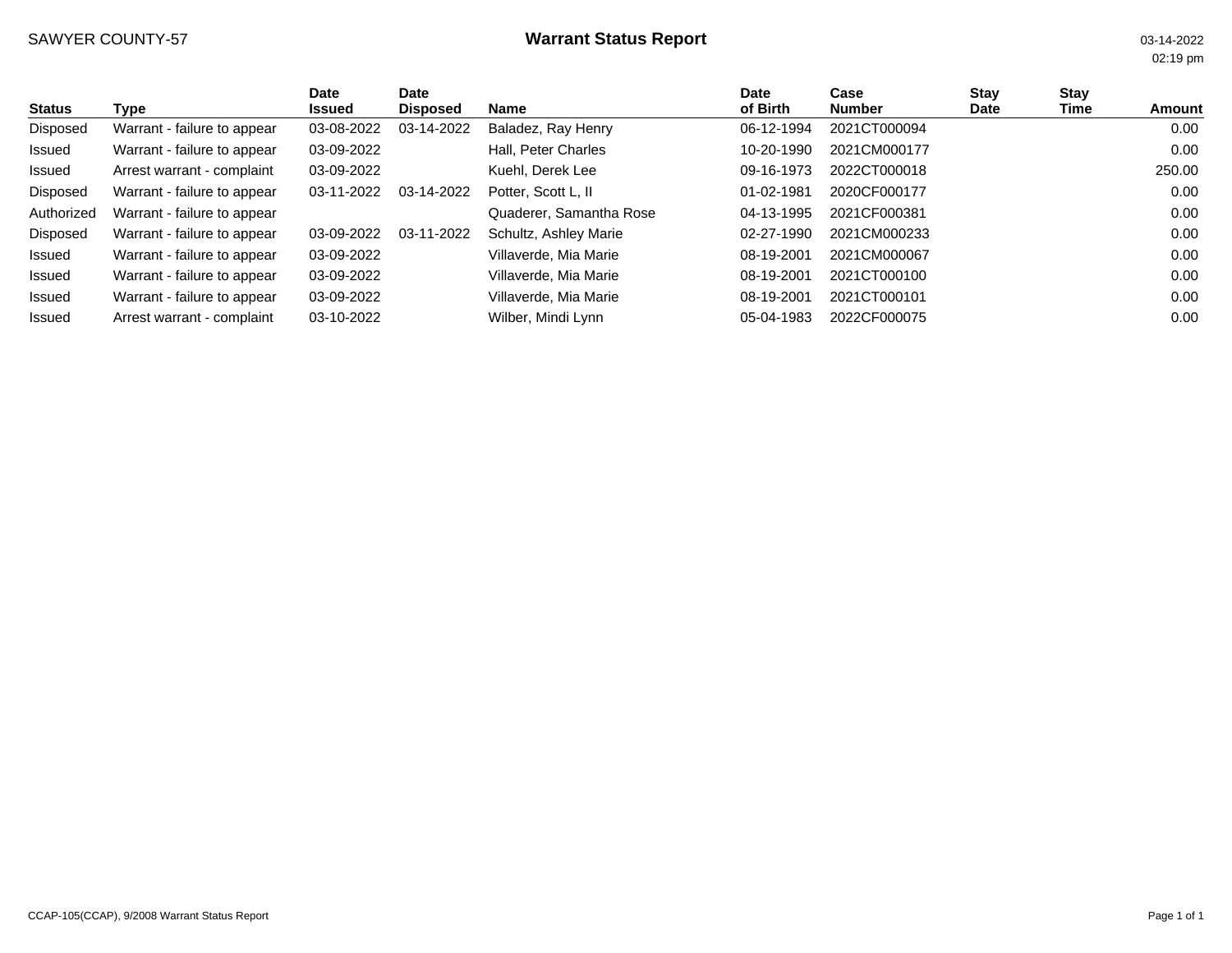SAWYER COUNTY-57

# Warrant Status Report

03-14-2022
02:19 pm

| Status | Type | Date Issued | Date Disposed | Name | Date of Birth | Case Number | Stay Date | Stay Time | Amount |
|---|---|---|---|---|---|---|---|---|---|
| Disposed | Warrant - failure to appear | 03-08-2022 | 03-14-2022 | Baladez, Ray Henry | 06-12-1994 | 2021CT000094 | | | 0.00 |
| Issued | Warrant - failure to appear | 03-09-2022 | | Hall, Peter Charles | 10-20-1990 | 2021CM000177 | | | 0.00 |
| Issued | Arrest warrant - complaint | 03-09-2022 | | Kuehl, Derek Lee | 09-16-1973 | 2022CT000018 | | | 250.00 |
| Disposed | Warrant - failure to appear | 03-11-2022 | 03-14-2022 | Potter, Scott L, II | 01-02-1981 | 2020CF000177 | | | 0.00 |
| Authorized | Warrant - failure to appear | | | Quaderer, Samantha Rose | 04-13-1995 | 2021CF000381 | | | 0.00 |
| Disposed | Warrant - failure to appear | 03-09-2022 | 03-11-2022 | Schultz, Ashley Marie | 02-27-1990 | 2021CM000233 | | | 0.00 |
| Issued | Warrant - failure to appear | 03-09-2022 | | Villaverde, Mia Marie | 08-19-2001 | 2021CM000067 | | | 0.00 |
| Issued | Warrant - failure to appear | 03-09-2022 | | Villaverde, Mia Marie | 08-19-2001 | 2021CT000100 | | | 0.00 |
| Issued | Warrant - failure to appear | 03-09-2022 | | Villaverde, Mia Marie | 08-19-2001 | 2021CT000101 | | | 0.00 |
| Issued | Arrest warrant - complaint | 03-10-2022 | | Wilber, Mindi Lynn | 05-04-1983 | 2022CF000075 | | | 0.00 |

CCAP-105(CCAP), 9/2008 Warrant Status Report